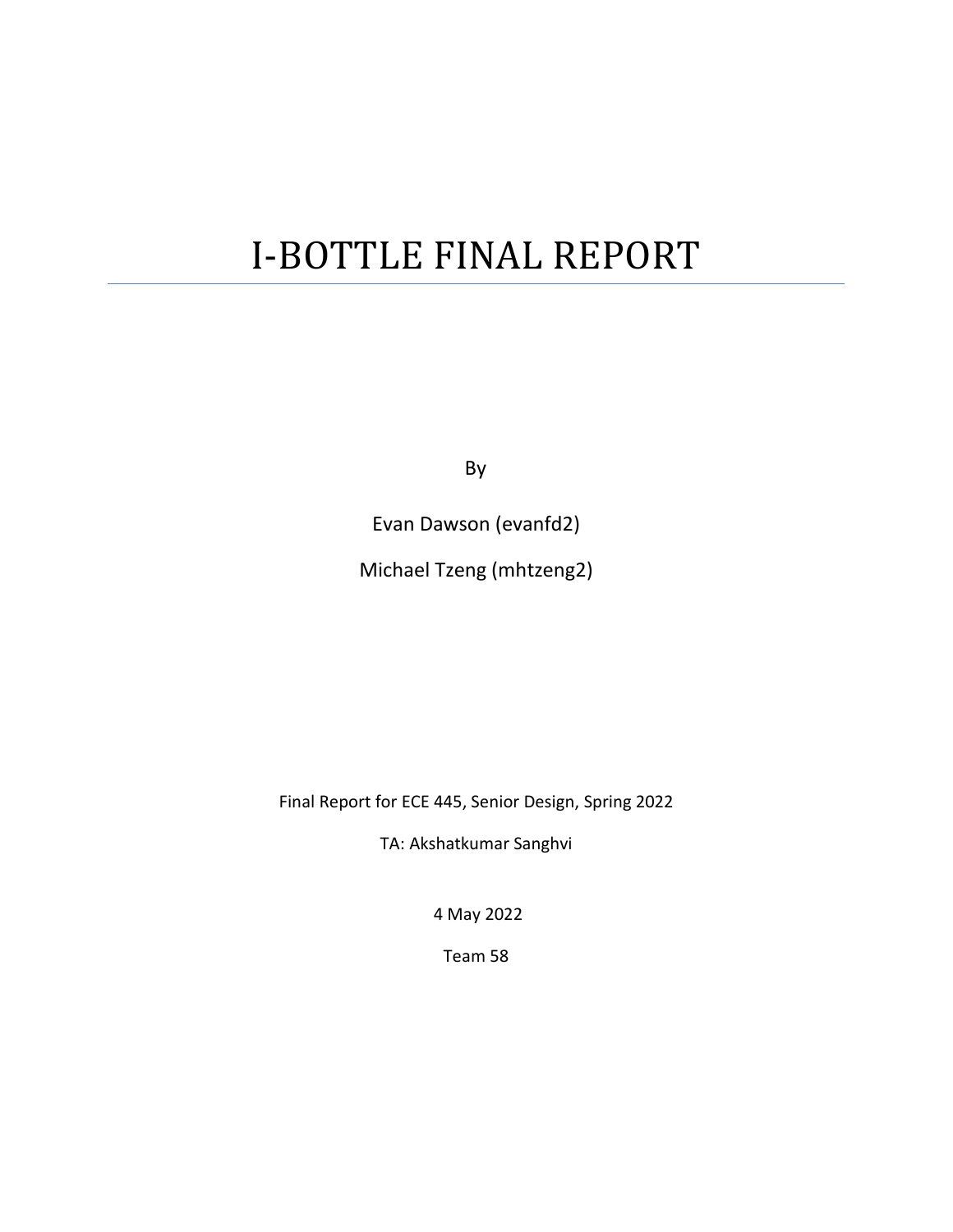# I-BOTTLE FINAL REPORT

By

Evan Dawson (evanfd2)

Michael Tzeng (mhtzeng2)

Final Report for ECE 445, Senior Design, Spring 2022

TA: Akshatkumar Sanghvi

4 May 2022

Team 58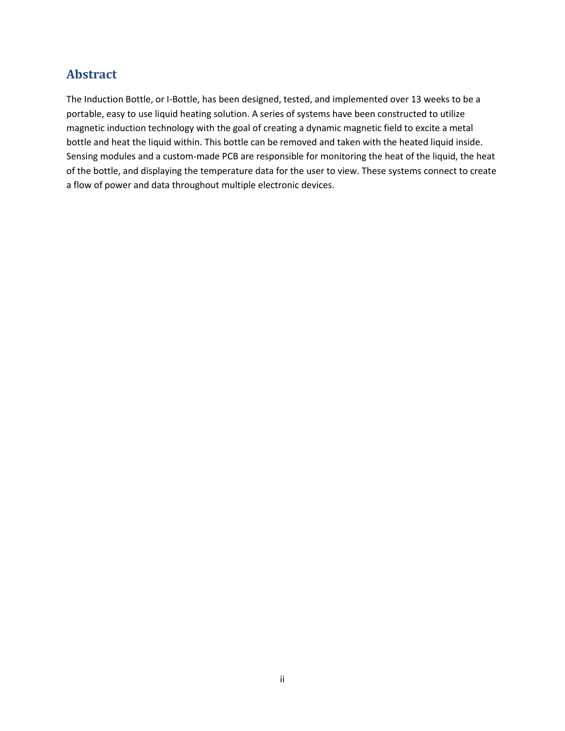## Abstract

The Induction Bottle, or I-Bottle, has been designed, tested, and implemented over 13 weeks to be a portable, easy to use liquid heating solution. A series of systems have been constructed to utilize magnetic induction technology with the goal of creating a dynamic magnetic field to excite a metal bottle and heat the liquid within. This bottle can be removed and taken with the heated liquid inside. Sensing modules and a custom-made PCB are responsible for monitoring the heat of the liquid, the heat of the bottle, and displaying the temperature data for the user to view. These systems connect to create a flow of power and data throughout multiple electronic devices.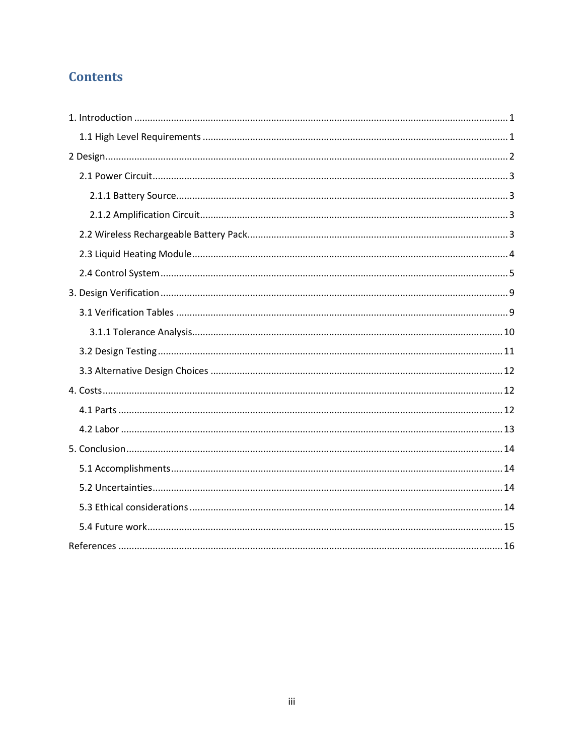# Contents

1. Introduction ........................................................................................................................................ 1
    1.1 High Level Requirements ............................................................................................................. 1
2 Design..................................................................................................................................................... 2
    2.1 Power Circuit ................................................................................................................................. 3
        2.1.1 Battery Source ........................................................................................................................ 3
        2.1.2 Amplification Circuit ............................................................................................................... 3
    2.2 Wireless Rechargeable Battery Pack .............................................................................................. 3
    2.3 Liquid Heating Module ................................................................................................................... 4
    2.4 Control System ............................................................................................................................... 5
3. Design Verification ................................................................................................................................ 9
    3.1 Verification Tables ......................................................................................................................... 9
        3.1.1 Tolerance Analysis ................................................................................................................ 10
    3.2 Design Testing .............................................................................................................................. 11
    3.3 Alternative Design Choices .......................................................................................................... 12
4. Costs .................................................................................................................................................... 12
    4.1 Parts ............................................................................................................................................. 12
    4.2 Labor ............................................................................................................................................ 13
5. Conclusion ........................................................................................................................................... 14
    5.1 Accomplishments ......................................................................................................................... 14
    5.2 Uncertainties ................................................................................................................................ 14
    5.3 Ethical considerations .................................................................................................................. 14
    5.4 Future work .................................................................................................................................. 15
References .............................................................................................................................................. 16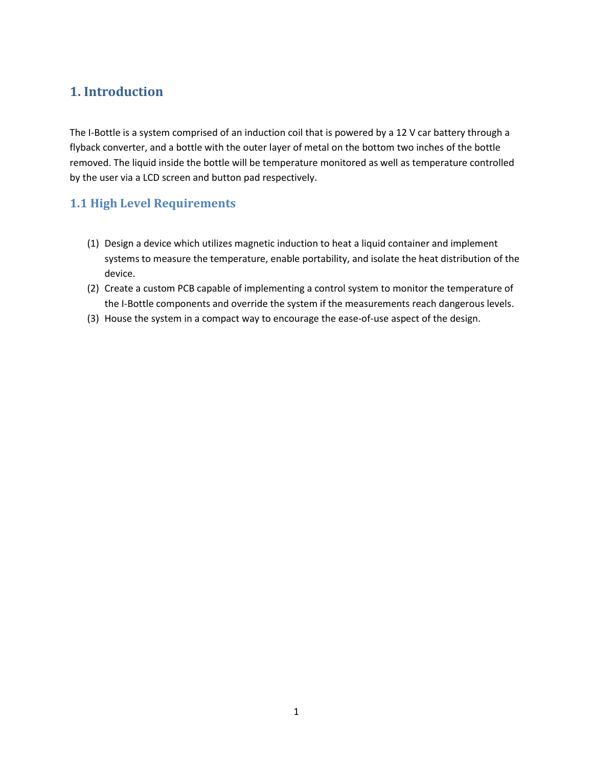# 1. Introduction

The I-Bottle is a system comprised of an induction coil that is powered by a 12 V car battery through a flyback converter, and a bottle with the outer layer of metal on the bottom two inches of the bottle removed. The liquid inside the bottle will be temperature monitored as well as temperature controlled by the user via a LCD screen and button pad respectively.

## 1.1 High Level Requirements

(1) Design a device which utilizes magnetic induction to heat a liquid container and implement systems to measure the temperature, enable portability, and isolate the heat distribution of the device.

(2) Create a custom PCB capable of implementing a control system to monitor the temperature of the I-Bottle components and override the system if the measurements reach dangerous levels.

(3) House the system in a compact way to encourage the ease-of-use aspect of the design.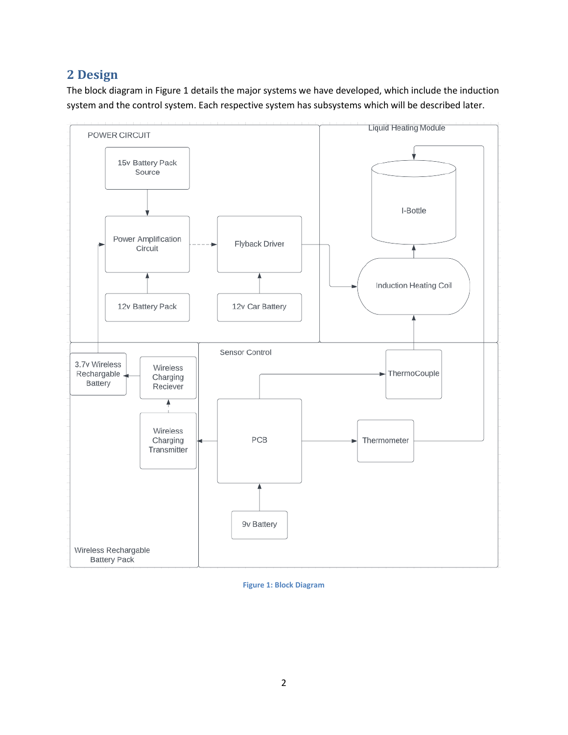## 2 Design

The block diagram in Figure 1 details the major systems we have developed, which include the induction system and the control system. Each respective system has subsystems which will be described later.

Figure 1: Block Diagram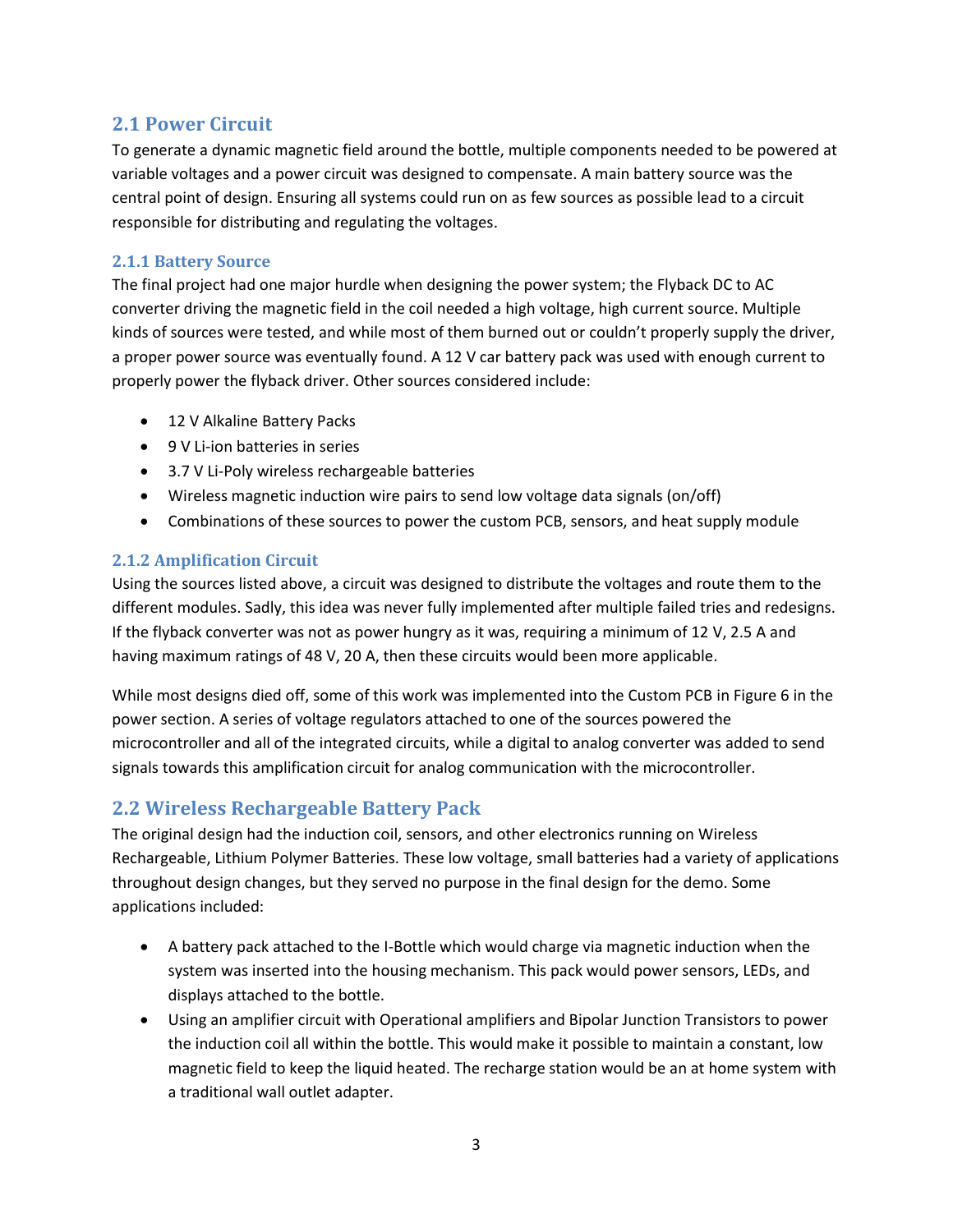## 2.1 Power Circuit

To generate a dynamic magnetic field around the bottle, multiple components needed to be powered at variable voltages and a power circuit was designed to compensate. A main battery source was the central point of design. Ensuring all systems could run on as few sources as possible lead to a circuit responsible for distributing and regulating the voltages.

### 2.1.1 Battery Source

The final project had one major hurdle when designing the power system; the Flyback DC to AC converter driving the magnetic field in the coil needed a high voltage, high current source. Multiple kinds of sources were tested, and while most of them burned out or couldn't properly supply the driver, a proper power source was eventually found. A 12 V car battery pack was used with enough current to properly power the flyback driver. Other sources considered include:

- 12 V Alkaline Battery Packs
- 9 V Li-ion batteries in series
- 3.7 V Li-Poly wireless rechargeable batteries
- Wireless magnetic induction wire pairs to send low voltage data signals (on/off)
- Combinations of these sources to power the custom PCB, sensors, and heat supply module

### 2.1.2 Amplification Circuit

Using the sources listed above, a circuit was designed to distribute the voltages and route them to the different modules. Sadly, this idea was never fully implemented after multiple failed tries and redesigns. If the flyback converter was not as power hungry as it was, requiring a minimum of 12 V, 2.5 A and having maximum ratings of 48 V, 20 A, then these circuits would been more applicable.

While most designs died off, some of this work was implemented into the Custom PCB in Figure 6 in the power section. A series of voltage regulators attached to one of the sources powered the microcontroller and all of the integrated circuits, while a digital to analog converter was added to send signals towards this amplification circuit for analog communication with the microcontroller.

## 2.2 Wireless Rechargeable Battery Pack

The original design had the induction coil, sensors, and other electronics running on Wireless Rechargeable, Lithium Polymer Batteries. These low voltage, small batteries had a variety of applications throughout design changes, but they served no purpose in the final design for the demo. Some applications included:

- A battery pack attached to the I-Bottle which would charge via magnetic induction when the system was inserted into the housing mechanism. This pack would power sensors, LEDs, and displays attached to the bottle.
- Using an amplifier circuit with Operational amplifiers and Bipolar Junction Transistors to power the induction coil all within the bottle. This would make it possible to maintain a constant, low magnetic field to keep the liquid heated. The recharge station would be an at home system with a traditional wall outlet adapter.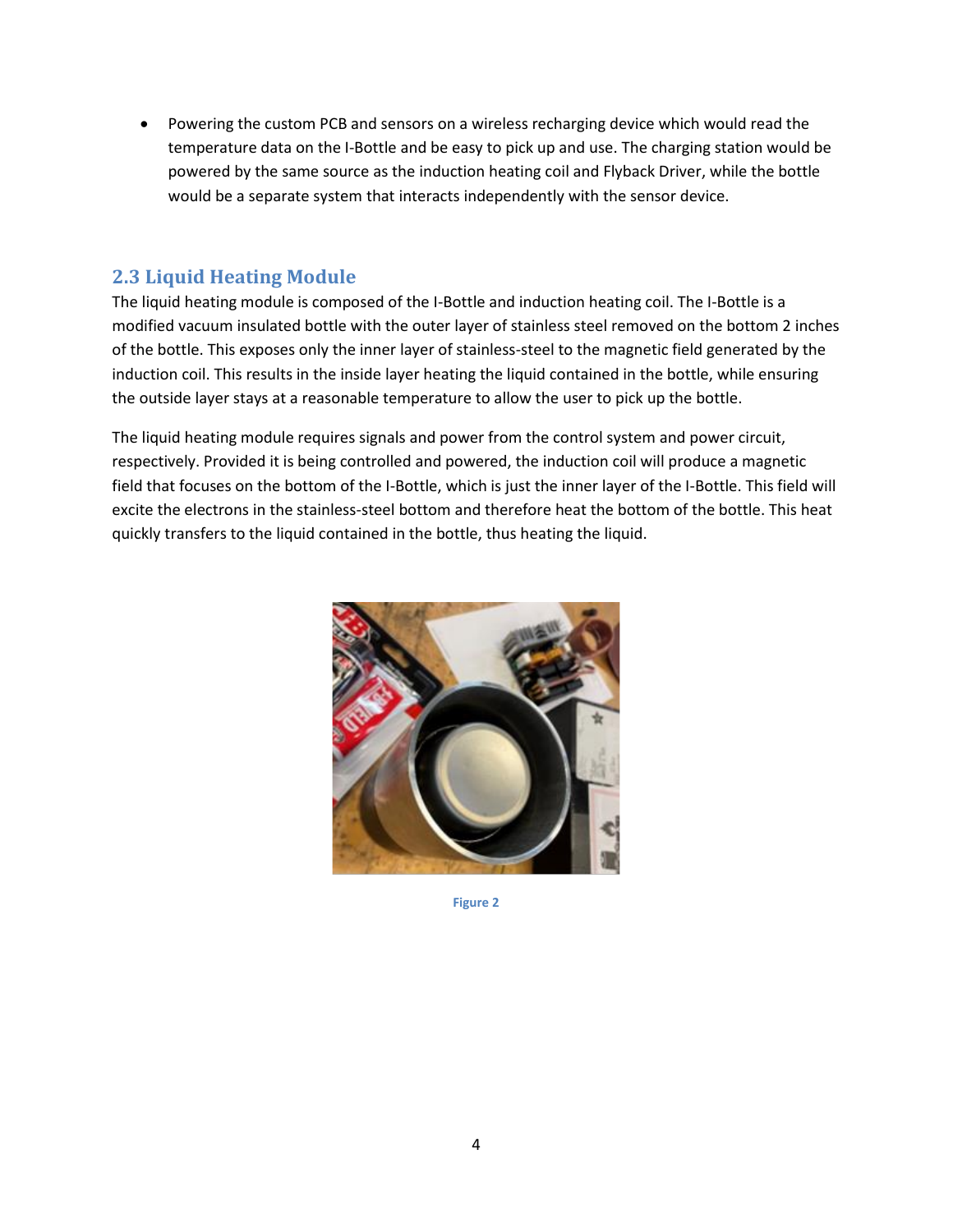- Powering the custom PCB and sensors on a wireless recharging device which would read the temperature data on the I-Bottle and be easy to pick up and use. The charging station would be powered by the same source as the induction heating coil and Flyback Driver, while the bottle would be a separate system that interacts independently with the sensor device.

## 2.3 Liquid Heating Module

The liquid heating module is composed of the I-Bottle and induction heating coil. The I-Bottle is a modified vacuum insulated bottle with the outer layer of stainless steel removed on the bottom 2 inches of the bottle. This exposes only the inner layer of stainless-steel to the magnetic field generated by the induction coil. This results in the inside layer heating the liquid contained in the bottle, while ensuring the outside layer stays at a reasonable temperature to allow the user to pick up the bottle.

The liquid heating module requires signals and power from the control system and power circuit, respectively. Provided it is being controlled and powered, the induction coil will produce a magnetic field that focuses on the bottom of the I-Bottle, which is just the inner layer of the I-Bottle. This field will excite the electrons in the stainless-steel bottom and therefore heat the bottom of the bottle. This heat quickly transfers to the liquid contained in the bottle, thus heating the liquid.

Figure 2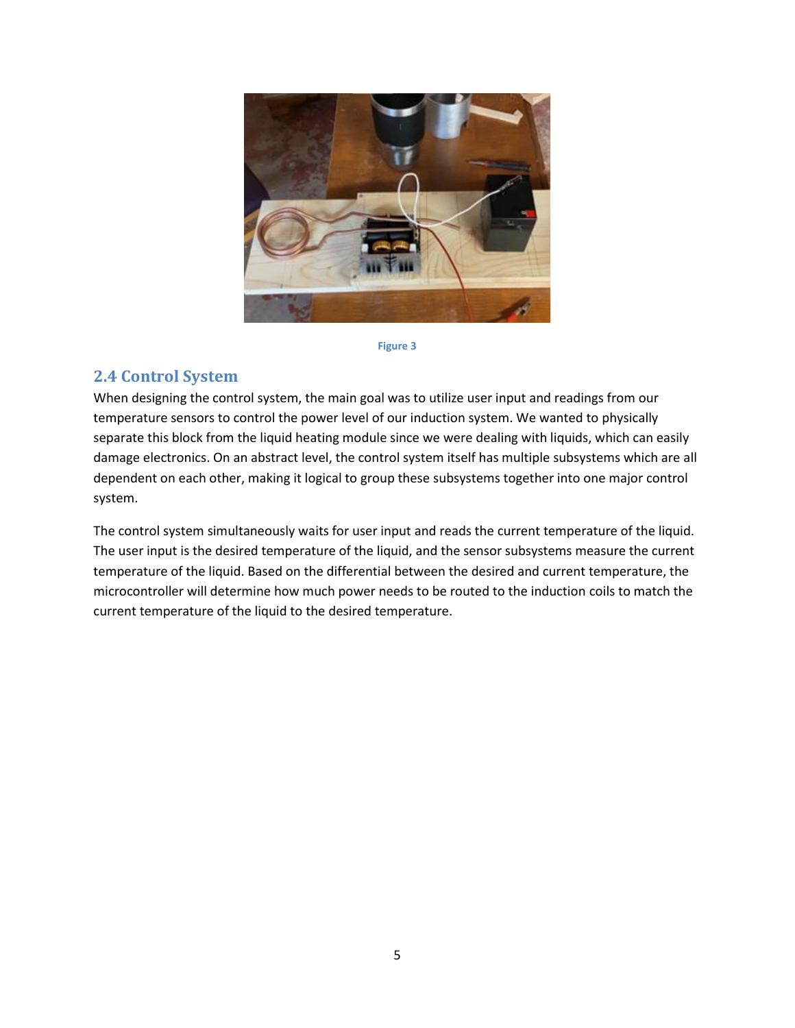Figure 3

## 2.4 Control System

When designing the control system, the main goal was to utilize user input and readings from our temperature sensors to control the power level of our induction system. We wanted to physically separate this block from the liquid heating module since we were dealing with liquids, which can easily damage electronics. On an abstract level, the control system itself has multiple subsystems which are all dependent on each other, making it logical to group these subsystems together into one major control system.

The control system simultaneously waits for user input and reads the current temperature of the liquid. The user input is the desired temperature of the liquid, and the sensor subsystems measure the current temperature of the liquid. Based on the differential between the desired and current temperature, the microcontroller will determine how much power needs to be routed to the induction coils to match the current temperature of the liquid to the desired temperature.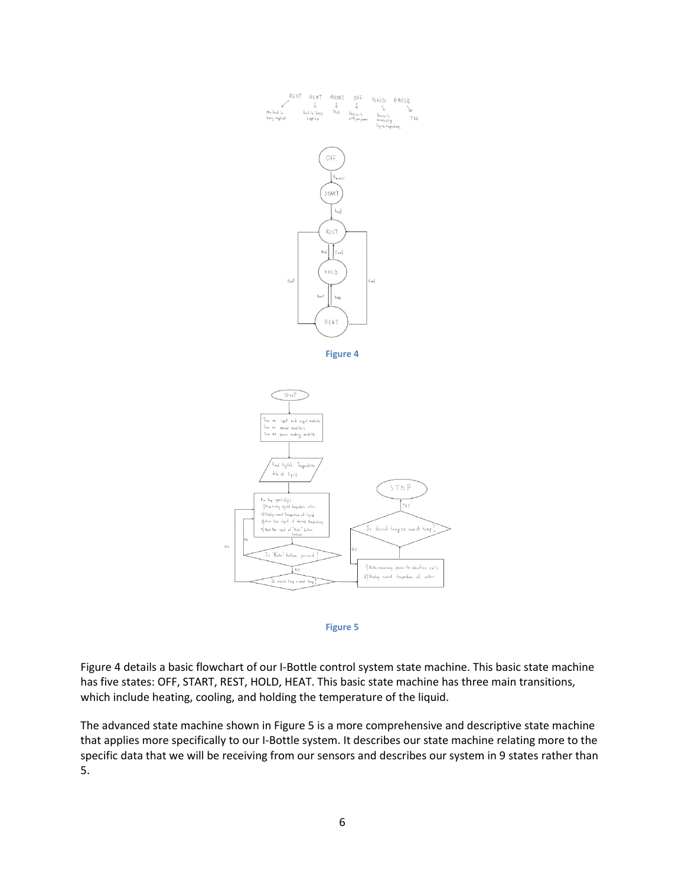Figure 4

Figure 5

Figure 4 details a basic flowchart of our I-Bottle control system state machine. This basic state machine has five states: OFF, START, REST, HOLD, HEAT. This basic state machine has three main transitions, which include heating, cooling, and holding the temperature of the liquid.

The advanced state machine shown in Figure 5 is a more comprehensive and descriptive state machine that applies more specifically to our I-Bottle system. It describes our state machine relating more to the specific data that we will be receiving from our sensors and describes our system in 9 states rather than 5.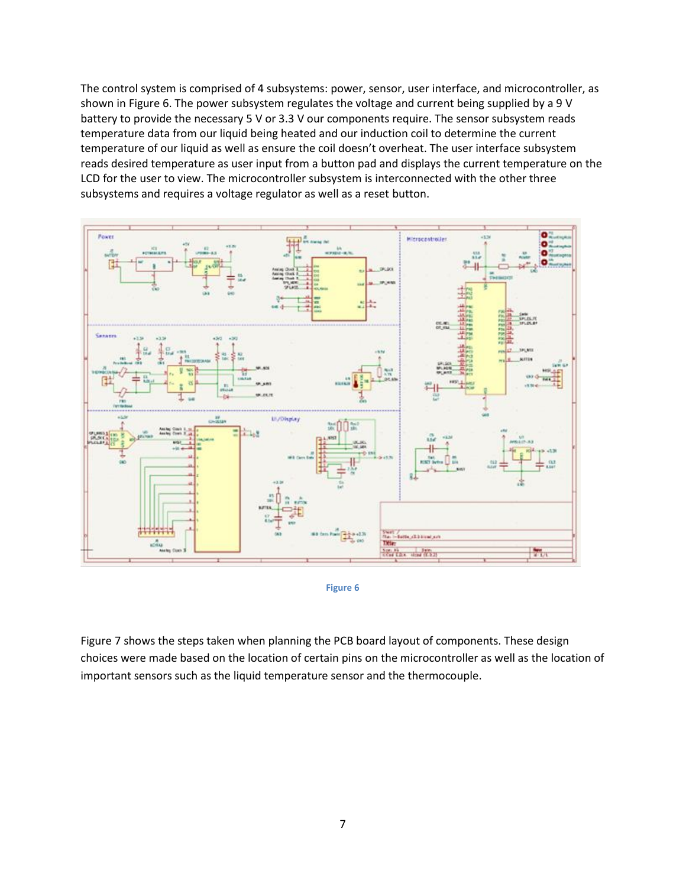The control system is comprised of 4 subsystems: power, sensor, user interface, and microcontroller, as shown in Figure 6. The power subsystem regulates the voltage and current being supplied by a 9 V battery to provide the necessary 5 V or 3.3 V our components require. The sensor subsystem reads temperature data from our liquid being heated and our induction coil to determine the current temperature of our liquid as well as ensure the coil doesn't overheat. The user interface subsystem reads desired temperature as user input from a button pad and displays the current temperature on the LCD for the user to view. The microcontroller subsystem is interconnected with the other three subsystems and requires a voltage regulator as well as a reset button.

Figure 6

Figure 7 shows the steps taken when planning the PCB board layout of components. These design choices were made based on the location of certain pins on the microcontroller as well as the location of important sensors such as the liquid temperature sensor and the thermocouple.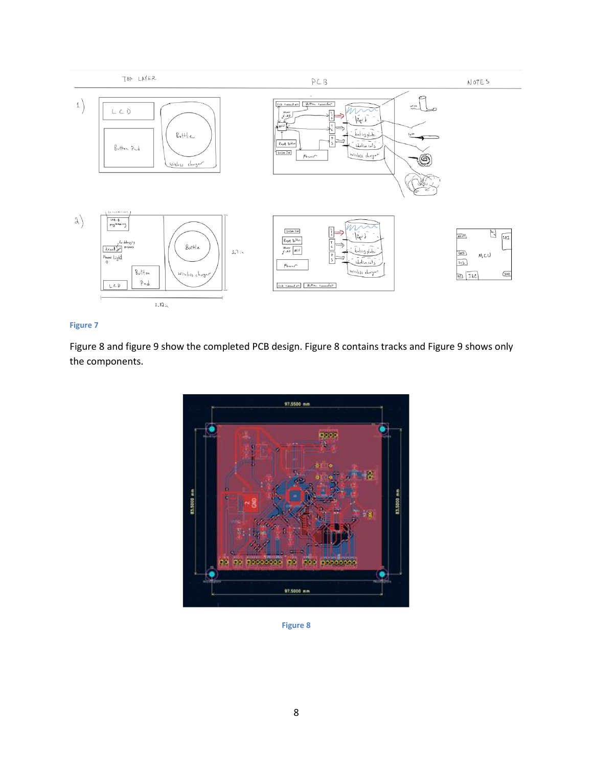Figure 7

Figure 8 and figure 9 show the completed PCB design. Figure 8 contains tracks and Figure 9 shows only the components.

Figure 8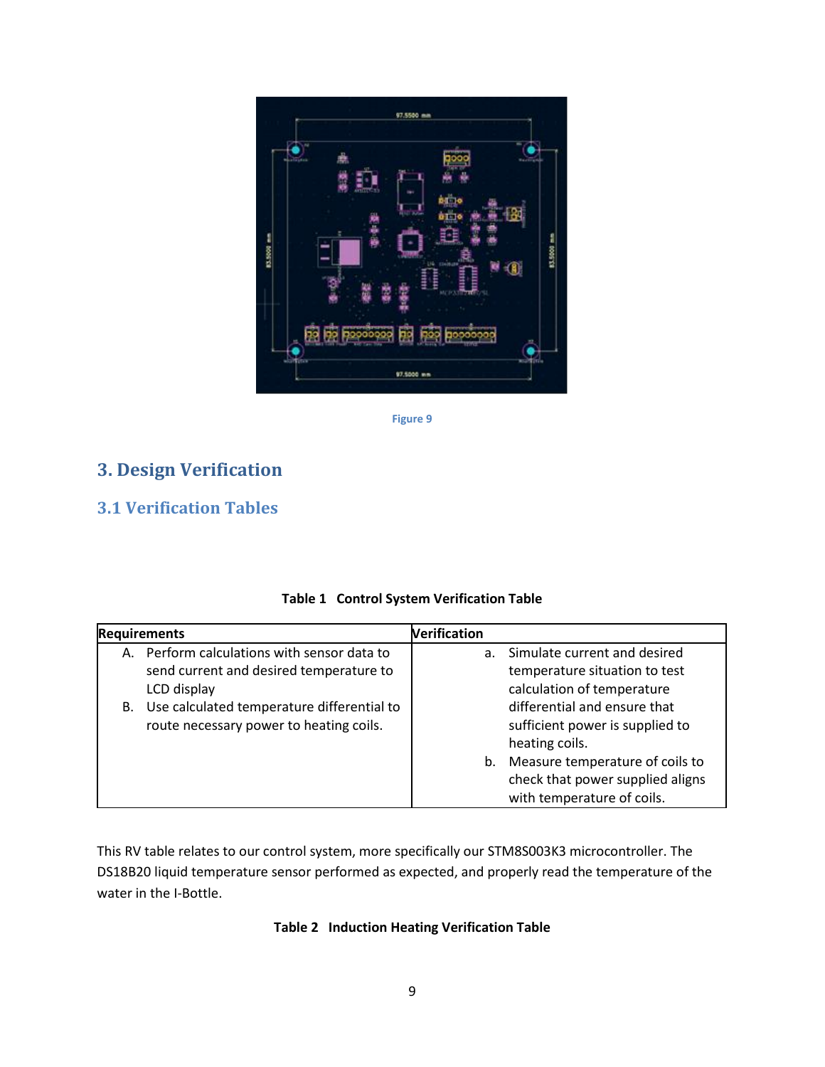Figure 9

## 3. Design Verification

### 3.1 Verification Tables

**Table 1 Control System Verification Table**

| Requirements | Verification |
| --- | --- |
| A. Perform calculations with sensor data to send current and desired temperature to LCD display<br>B. Use calculated temperature differential to route necessary power to heating coils. | a. Simulate current and desired temperature situation to test calculation of temperature differential and ensure that sufficient power is supplied to heating coils.<br>b. Measure temperature of coils to check that power supplied aligns with temperature of coils. |

This RV table relates to our control system, more specifically our STM8S003K3 microcontroller. The DS18B20 liquid temperature sensor performed as expected, and properly read the temperature of the water in the I-Bottle.

**Table 2 Induction Heating Verification Table**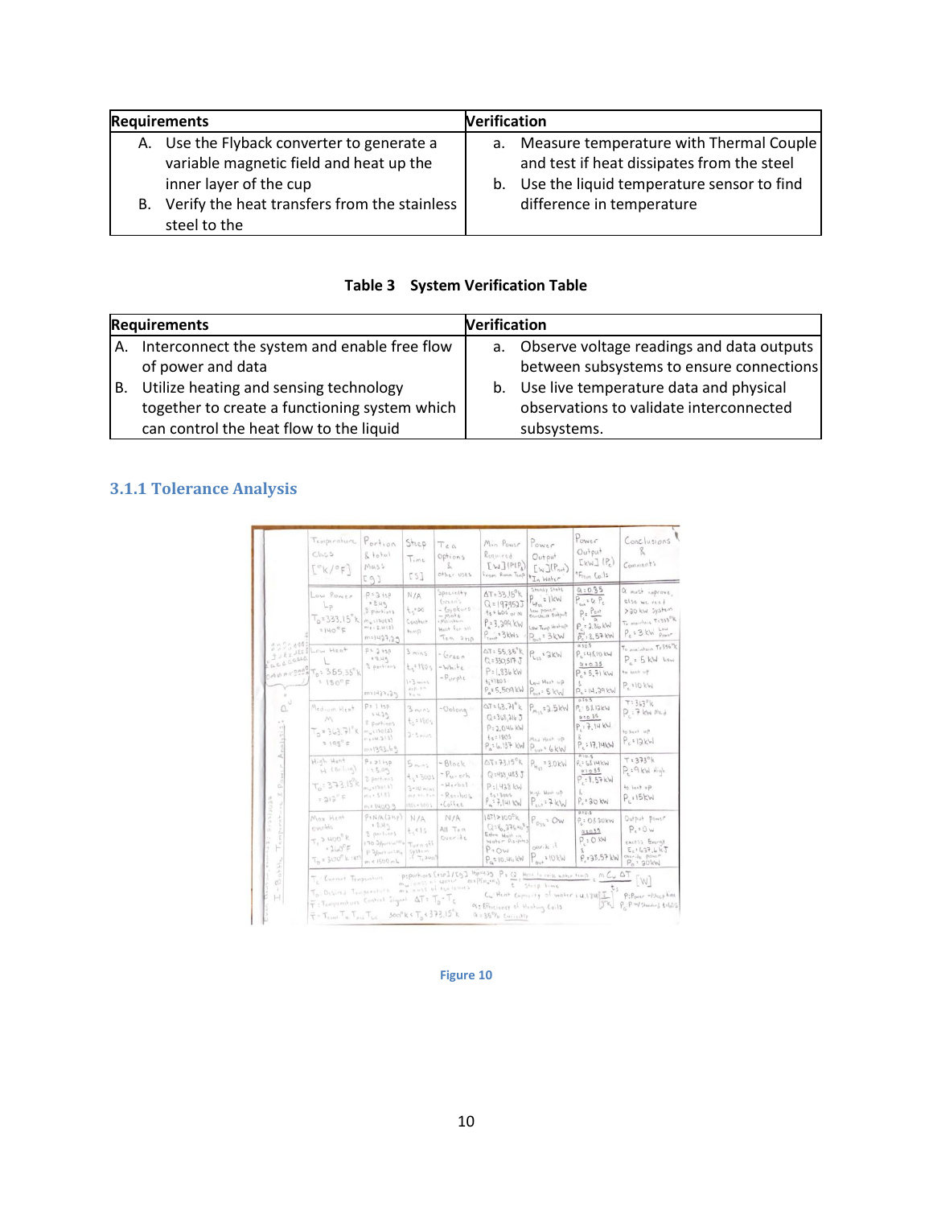| Requirements | Verification |
|---|---|
| A. Use the Flyback converter to generate a variable magnetic field and heat up the inner layer of the cup<br>B. Verify the heat transfers from the stainless steel to the | a. Measure temperature with Thermal Couple and test if heat dissipates from the steel<br>b. Use the liquid temperature sensor to find difference in temperature |

**Table 3 System Verification Table**

| Requirements | Verification |
|---|---|
| A. Interconnect the system and enable free flow of power and data<br>B. Utilize heating and sensing technology together to create a functioning system which can control the heat flow to the liquid | a. Observe voltage readings and data outputs between subsystems to ensure connections<br>b. Use live temperature data and physical observations to validate interconnected subsystems. |

### 3.1.1 Tolerance Analysis

Figure 10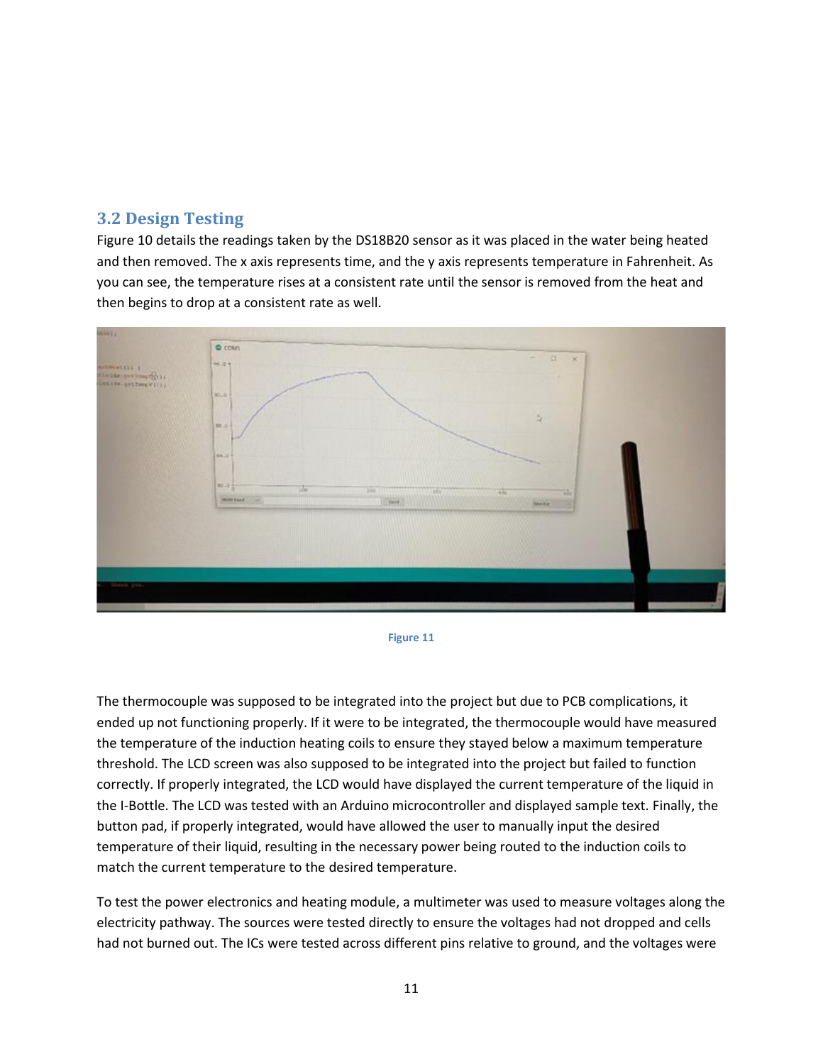## 3.2 Design Testing

Figure 10 details the readings taken by the DS18B20 sensor as it was placed in the water being heated and then removed. The x axis represents time, and the y axis represents temperature in Fahrenheit. As you can see, the temperature rises at a consistent rate until the sensor is removed from the heat and then begins to drop at a consistent rate as well.

Figure 11

The thermocouple was supposed to be integrated into the project but due to PCB complications, it ended up not functioning properly. If it were to be integrated, the thermocouple would have measured the temperature of the induction heating coils to ensure they stayed below a maximum temperature threshold. The LCD screen was also supposed to be integrated into the project but failed to function correctly. If properly integrated, the LCD would have displayed the current temperature of the liquid in the I-Bottle. The LCD was tested with an Arduino microcontroller and displayed sample text. Finally, the button pad, if properly integrated, would have allowed the user to manually input the desired temperature of their liquid, resulting in the necessary power being routed to the induction coils to match the current temperature to the desired temperature.

To test the power electronics and heating module, a multimeter was used to measure voltages along the electricity pathway. The sources were tested directly to ensure the voltages had not dropped and cells had not burned out. The ICs were tested across different pins relative to ground, and the voltages were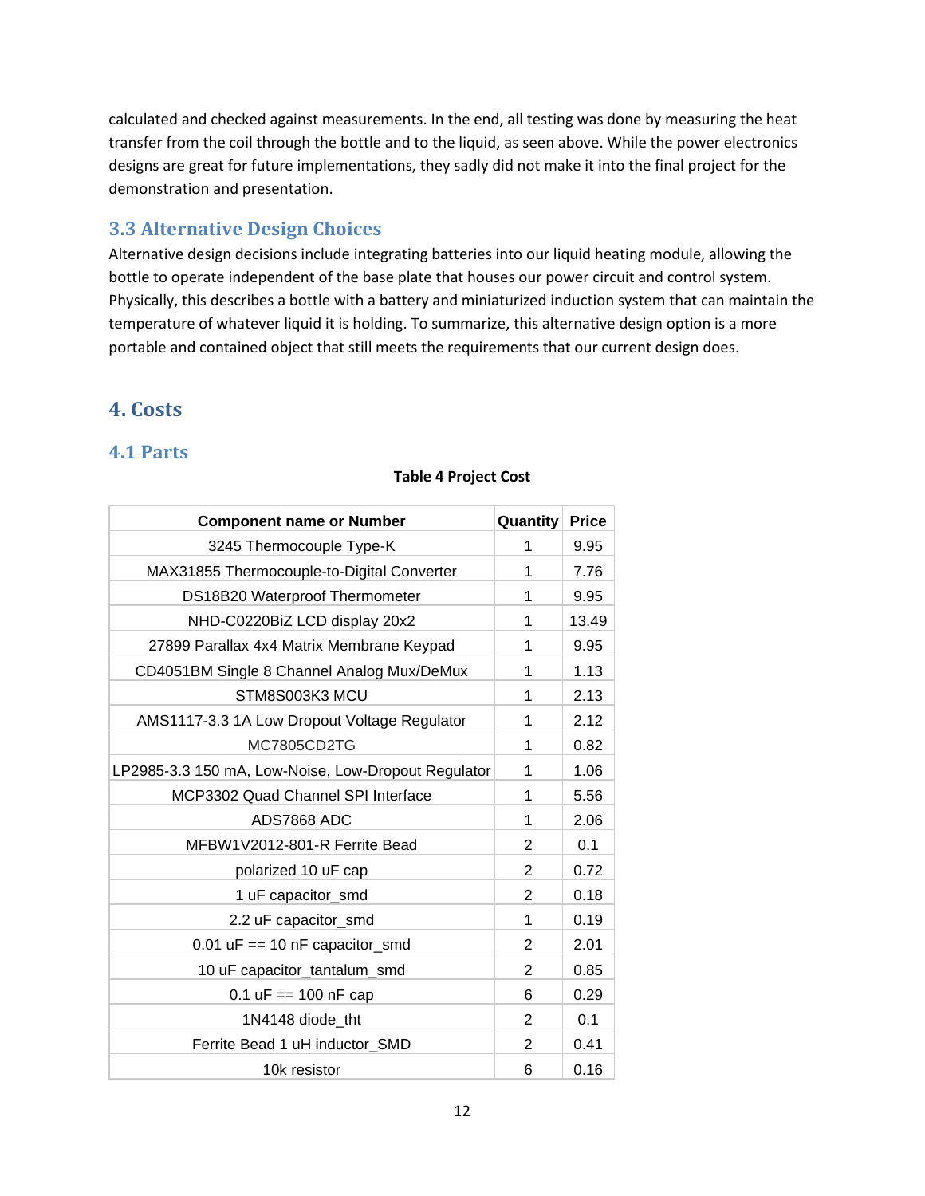calculated and checked against measurements. In the end, all testing was done by measuring the heat transfer from the coil through the bottle and to the liquid, as seen above. While the power electronics designs are great for future implementations, they sadly did not make it into the final project for the demonstration and presentation.

### 3.3 Alternative Design Choices

Alternative design decisions include integrating batteries into our liquid heating module, allowing the bottle to operate independent of the base plate that houses our power circuit and control system. Physically, this describes a bottle with a battery and miniaturized induction system that can maintain the temperature of whatever liquid it is holding. To summarize, this alternative design option is a more portable and contained object that still meets the requirements that our current design does.

## 4. Costs

### 4.1 Parts

**Table 4 Project Cost**

| Component name or Number | Quantity | Price |
|---|---|---|
| 3245 Thermocouple Type-K | 1 | 9.95 |
| MAX31855 Thermocouple-to-Digital Converter | 1 | 7.76 |
| DS18B20 Waterproof Thermometer | 1 | 9.95 |
| NHD-C0220BiZ LCD display 20x2 | 1 | 13.49 |
| 27899 Parallax 4x4 Matrix Membrane Keypad | 1 | 9.95 |
| CD4051BM Single 8 Channel Analog Mux/DeMux | 1 | 1.13 |
| STM8S003K3 MCU | 1 | 2.13 |
| AMS1117-3.3 1A Low Dropout Voltage Regulator | 1 | 2.12 |
| MC7805CD2TG | 1 | 0.82 |
| LP2985-3.3 150 mA, Low-Noise, Low-Dropout Regulator | 1 | 1.06 |
| MCP3302 Quad Channel SPI Interface | 1 | 5.56 |
| ADS7868 ADC | 1 | 2.06 |
| MFBW1V2012-801-R Ferrite Bead | 2 | 0.1 |
| polarized 10 uF cap | 2 | 0.72 |
| 1 uF capacitor_smd | 2 | 0.18 |
| 2.2 uF capacitor_smd | 1 | 0.19 |
| 0.01 uF == 10 nF capacitor_smd | 2 | 2.01 |
| 10 uF capacitor_tantalum_smd | 2 | 0.85 |
| 0.1 uF == 100 nF cap | 6 | 0.29 |
| 1N4148 diode_tht | 2 | 0.1 |
| Ferrite Bead 1 uH inductor_SMD | 2 | 0.41 |
| 10k resistor | 6 | 0.16 |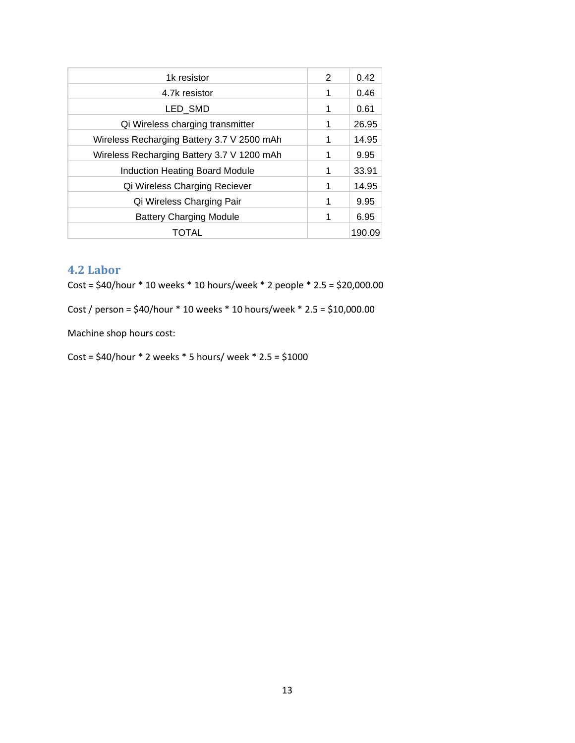| 1k resistor | 2 | 0.42 |
|---|---|---|
| 4.7k resistor | 1 | 0.46 |
| LED_SMD | 1 | 0.61 |
| Qi Wireless charging transmitter | 1 | 26.95 |
| Wireless Recharging Battery 3.7 V 2500 mAh | 1 | 14.95 |
| Wireless Recharging Battery 3.7 V 1200 mAh | 1 | 9.95 |
| Induction Heating Board Module | 1 | 33.91 |
| Qi Wireless Charging Reciever | 1 | 14.95 |
| Qi Wireless Charging Pair | 1 | 9.95 |
| Battery Charging Module | 1 | 6.95 |
| TOTAL | | 190.09 |

## 4.2 Labor

Cost = $40/hour * 10 weeks * 10 hours/week * 2 people * 2.5 = $20,000.00

Cost / person = $40/hour * 10 weeks * 10 hours/week * 2.5 = $10,000.00

Machine shop hours cost:

Cost = $40/hour * 2 weeks * 5 hours/ week * 2.5 = $1000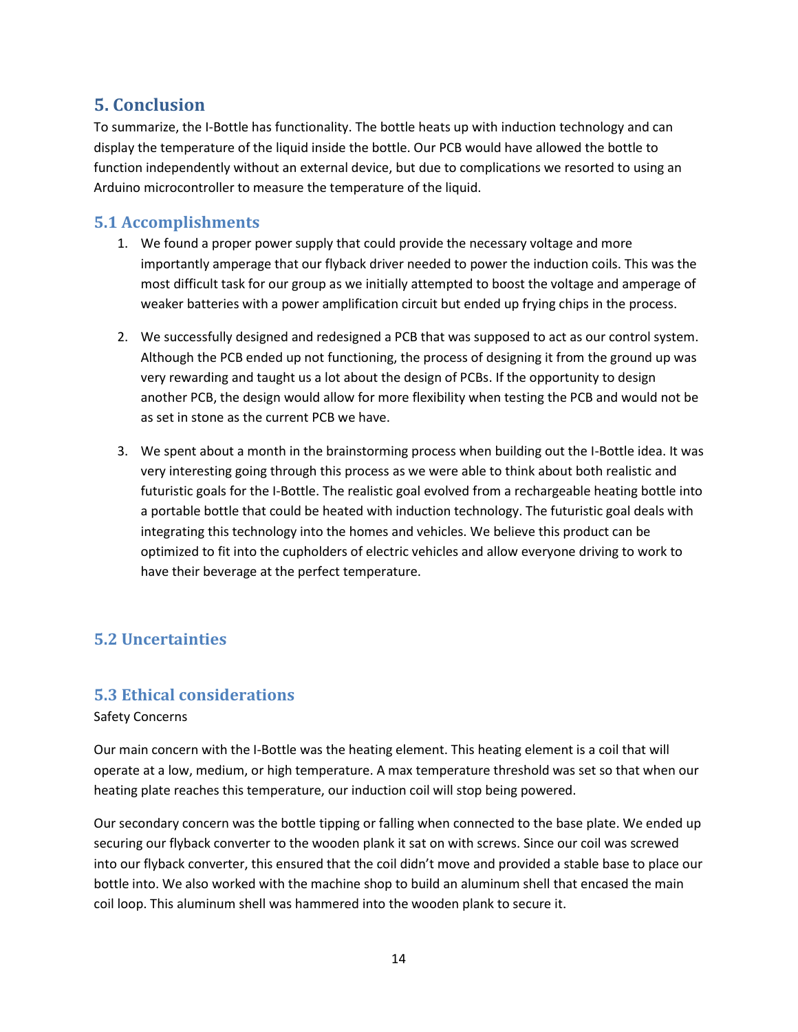## 5. Conclusion

To summarize, the I-Bottle has functionality. The bottle heats up with induction technology and can display the temperature of the liquid inside the bottle. Our PCB would have allowed the bottle to function independently without an external device, but due to complications we resorted to using an Arduino microcontroller to measure the temperature of the liquid.

### 5.1 Accomplishments

1. We found a proper power supply that could provide the necessary voltage and more importantly amperage that our flyback driver needed to power the induction coils. This was the most difficult task for our group as we initially attempted to boost the voltage and amperage of weaker batteries with a power amplification circuit but ended up frying chips in the process.

2. We successfully designed and redesigned a PCB that was supposed to act as our control system. Although the PCB ended up not functioning, the process of designing it from the ground up was very rewarding and taught us a lot about the design of PCBs. If the opportunity to design another PCB, the design would allow for more flexibility when testing the PCB and would not be as set in stone as the current PCB we have.

3. We spent about a month in the brainstorming process when building out the I-Bottle idea. It was very interesting going through this process as we were able to think about both realistic and futuristic goals for the I-Bottle. The realistic goal evolved from a rechargeable heating bottle into a portable bottle that could be heated with induction technology. The futuristic goal deals with integrating this technology into the homes and vehicles. We believe this product can be optimized to fit into the cupholders of electric vehicles and allow everyone driving to work to have their beverage at the perfect temperature.

### 5.2 Uncertainties

### 5.3 Ethical considerations

Safety Concerns

Our main concern with the I-Bottle was the heating element. This heating element is a coil that will operate at a low, medium, or high temperature. A max temperature threshold was set so that when our heating plate reaches this temperature, our induction coil will stop being powered.

Our secondary concern was the bottle tipping or falling when connected to the base plate. We ended up securing our flyback converter to the wooden plank it sat on with screws. Since our coil was screwed into our flyback converter, this ensured that the coil didn't move and provided a stable base to place our bottle into. We also worked with the machine shop to build an aluminum shell that encased the main coil loop. This aluminum shell was hammered into the wooden plank to secure it.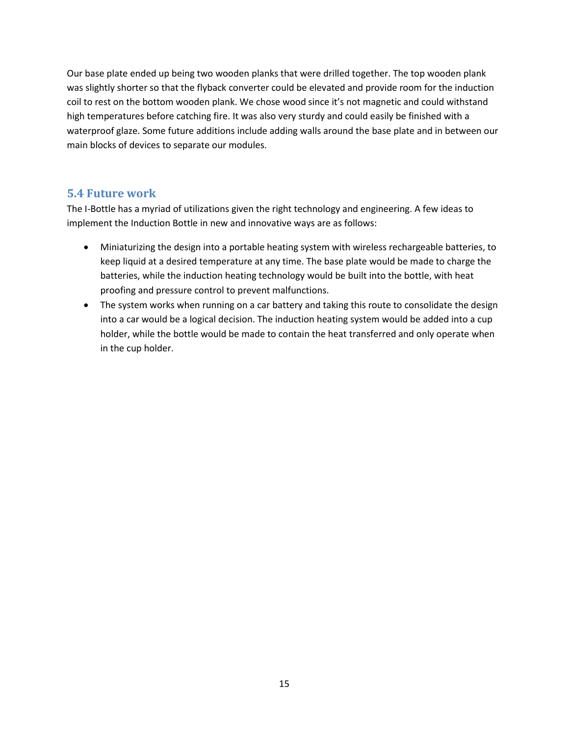Our base plate ended up being two wooden planks that were drilled together. The top wooden plank was slightly shorter so that the flyback converter could be elevated and provide room for the induction coil to rest on the bottom wooden plank. We chose wood since it's not magnetic and could withstand high temperatures before catching fire. It was also very sturdy and could easily be finished with a waterproof glaze. Some future additions include adding walls around the base plate and in between our main blocks of devices to separate our modules.

## 5.4 Future work

The I-Bottle has a myriad of utilizations given the right technology and engineering. A few ideas to implement the Induction Bottle in new and innovative ways are as follows:

- Miniaturizing the design into a portable heating system with wireless rechargeable batteries, to keep liquid at a desired temperature at any time. The base plate would be made to charge the batteries, while the induction heating technology would be built into the bottle, with heat proofing and pressure control to prevent malfunctions.
- The system works when running on a car battery and taking this route to consolidate the design into a car would be a logical decision. The induction heating system would be added into a cup holder, while the bottle would be made to contain the heat transferred and only operate when in the cup holder.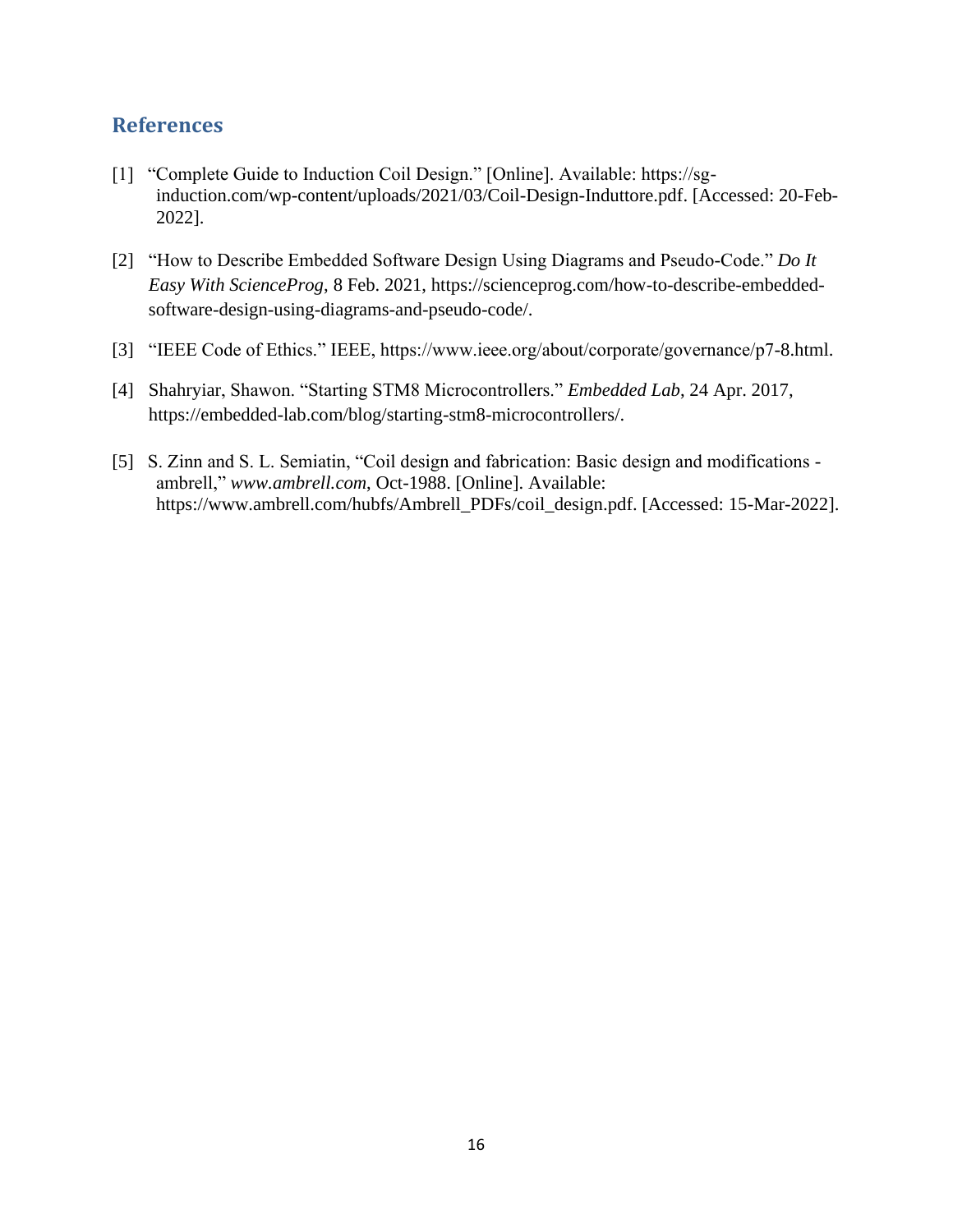## References

[1] "Complete Guide to Induction Coil Design." [Online]. Available: https://sg-induction.com/wp-content/uploads/2021/03/Coil-Design-Induttore.pdf. [Accessed: 20-Feb-2022].

[2] "How to Describe Embedded Software Design Using Diagrams and Pseudo-Code." *Do It Easy With ScienceProg*, 8 Feb. 2021, https://scienceprog.com/how-to-describe-embedded-software-design-using-diagrams-and-pseudo-code/.

[3] "IEEE Code of Ethics." IEEE, https://www.ieee.org/about/corporate/governance/p7-8.html.

[4] Shahryiar, Shawon. "Starting STM8 Microcontrollers." *Embedded Lab*, 24 Apr. 2017, https://embedded-lab.com/blog/starting-stm8-microcontrollers/.

[5] S. Zinn and S. L. Semiatin, "Coil design and fabrication: Basic design and modifications - ambrell," *www.ambrell.com*, Oct-1988. [Online]. Available: https://www.ambrell.com/hubfs/Ambrell_PDFs/coil_design.pdf. [Accessed: 15-Mar-2022].